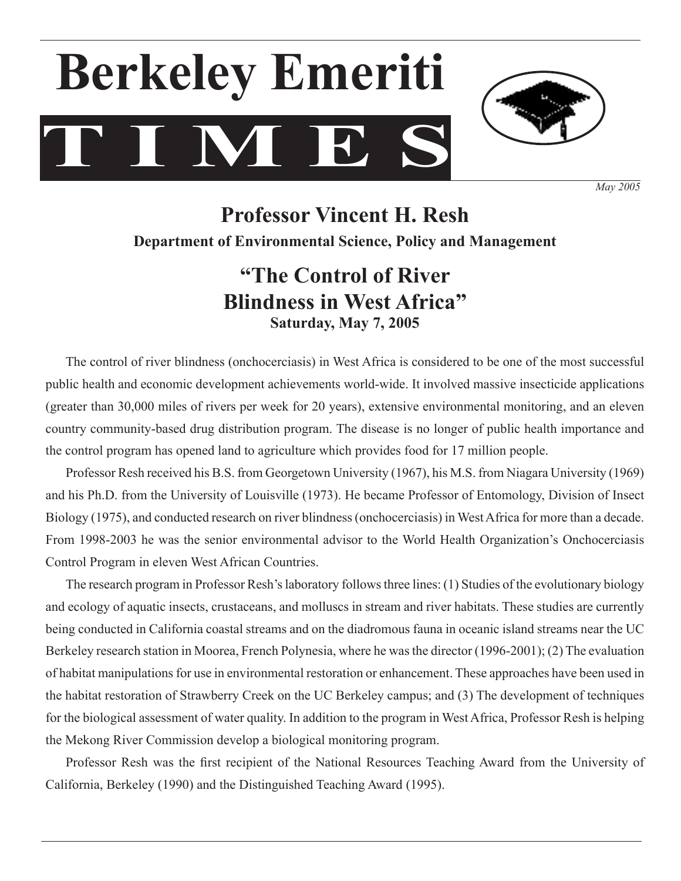# Berkeley Emeriti

# TIMES

*May 2005*

## Professor Vincent H. Resh

**Department of Environmental Science, Policy and Management**

## "The Control of River Blindness in West Africa"

**Saturday, May 7, 2005**

The control of river blindness (onchocerciasis) in West Africa is considered to be one of the most successful public health and economic development achievements world-wide. It involved massive insecticide applications (greater than 30,000 miles of rivers per week for 20 years), extensive environmental monitoring, and an eleven country community-based drug distribution program. The disease is no longer of public health importance and the control program has opened land to agriculture which provides food for 17 million people.

Professor Resh received his B.S. from Georgetown University (1967), his M.S. from Niagara University (1969) and his Ph.D. from the University of Louisville (1973). He became Professor of Entomology, Division of Insect Biology (1975), and conducted research on river blindness (onchocerciasis) in West Africa for more than a decade. From 1998-2003 he was the senior environmental advisor to the World Health Organization's Onchocerciasis Control Program in eleven West African Countries.

The research program in Professor Resh's laboratory follows three lines: (1) Studies of the evolutionary biology and ecology of aquatic insects, crustaceans, and molluscs in stream and river habitats. These studies are currently being conducted in California coastal streams and on the diadromous fauna in oceanic island streams near the UC Berkeley research station in Moorea, French Polynesia, where he was the director (1996-2001); (2) The evaluation of habitat manipulations for use in environmental restoration or enhancement. These approaches have been used in the habitat restoration of Strawberry Creek on the UC Berkeley campus; and (3) The development of techniques for the biological assessment of water quality. In addition to the program in West Africa, Professor Resh is helping the Mekong River Commission develop a biological monitoring program.

Professor Resh was the first recipient of the National Resources Teaching Award from the University of California, Berkeley (1990) and the Distinguished Teaching Award (1995).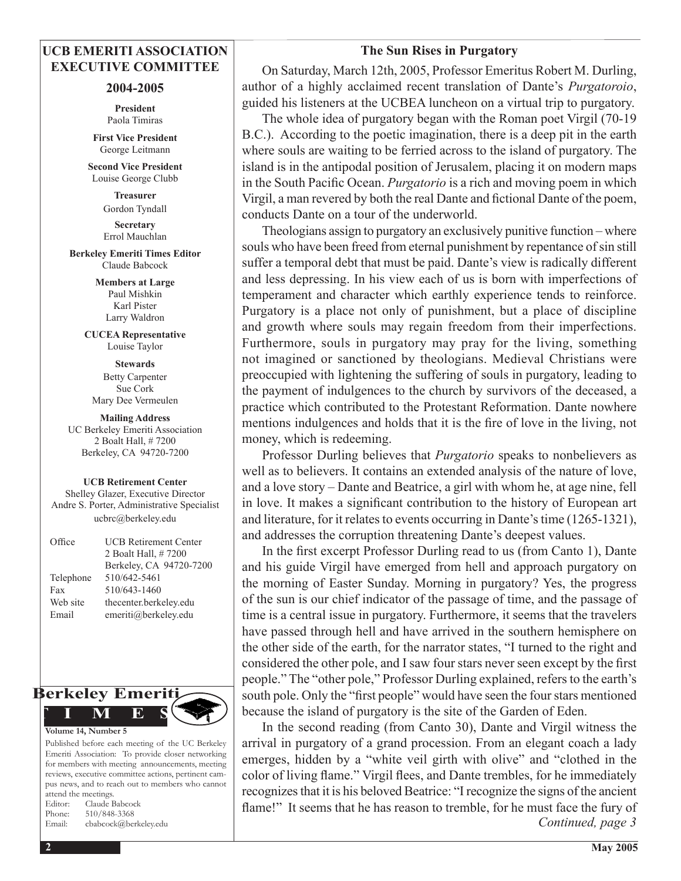## UCB EMERITI ASSOCIATION EXECUTIVE COMMITTEE

### 2004-2005

**President**
Paola Timiras

**First Vice President**
George Leitmann

**Second Vice President**
Louise George Clubb

**Treasurer**
Gordon Tyndall

**Secretary**
Errol Mauchlan

**Berkeley Emeriti Times Editor**
Claude Babcock

**Members at Large**
Paul Mishkin
Karl Pister
Larry Waldron

**CUCEA Representative**
Louise Taylor

**Stewards**
Betty Carpenter
Sue Cork
Mary Dee Vermeulen

**Mailing Address**
UC Berkeley Emeriti Association
2 Boalt Hall, # 7200
Berkeley, CA 94720-7200

**UCB Retirement Center**
Shelley Glazer, Executive Director
Andre S. Porter, Administrative Specialist
ucbrc@berkeley.edu

| | |
|---|---|
| Office | UCB Retirement Center<br>2 Boalt Hall, # 7200<br>Berkeley, CA 94720-7200 |
| Telephone | 510/642-5461 |
| Fax | 510/643-1460 |
| Web site | thecenter.berkeley.edu |
| Email | emeriti@berkeley.edu |

**Berkeley Emeriti TIMES**

**Volume 14, Number 5**

Published before each meeting of the UC Berkeley Emeriti Association: To provide closer networking for members with meeting announcements, meeting reviews, executive committee actions, pertinent campus news, and to reach out to members who cannot attend the meetings.
Editor: Claude Babcock
Phone: 510/848-3368
Email: cbabcock@berkeley.edu

## The Sun Rises in Purgatory

On Saturday, March 12th, 2005, Professor Emeritus Robert M. Durling, author of a highly acclaimed recent translation of Dante's *Purgatoroio*, guided his listeners at the UCBEA luncheon on a virtual trip to purgatory.

The whole idea of purgatory began with the Roman poet Virgil (70-19 B.C.). According to the poetic imagination, there is a deep pit in the earth where souls are waiting to be ferried across to the island of purgatory. The island is in the antipodal position of Jerusalem, placing it on modern maps in the South Pacific Ocean. *Purgatorio* is a rich and moving poem in which Virgil, a man revered by both the real Dante and fictional Dante of the poem, conducts Dante on a tour of the underworld.

Theologians assign to purgatory an exclusively punitive function – where souls who have been freed from eternal punishment by repentance of sin still suffer a temporal debt that must be paid. Dante's view is radically different and less depressing. In his view each of us is born with imperfections of temperament and character which earthly experience tends to reinforce. Purgatory is a place not only of punishment, but a place of discipline and growth where souls may regain freedom from their imperfections. Furthermore, souls in purgatory may pray for the living, something not imagined or sanctioned by theologians. Medieval Christians were preoccupied with lightening the suffering of souls in purgatory, leading to the payment of indulgences to the church by survivors of the deceased, a practice which contributed to the Protestant Reformation. Dante nowhere mentions indulgences and holds that it is the fire of love in the living, not money, which is redeeming.

Professor Durling believes that *Purgatorio* speaks to nonbelievers as well as to believers. It contains an extended analysis of the nature of love, and a love story – Dante and Beatrice, a girl with whom he, at age nine, fell in love. It makes a significant contribution to the history of European art and literature, for it relates to events occurring in Dante's time (1265-1321), and addresses the corruption threatening Dante's deepest values.

In the first excerpt Professor Durling read to us (from Canto 1), Dante and his guide Virgil have emerged from hell and approach purgatory on the morning of Easter Sunday. Morning in purgatory? Yes, the progress of the sun is our chief indicator of the passage of time, and the passage of time is a central issue in purgatory. Furthermore, it seems that the travelers have passed through hell and have arrived in the southern hemisphere on the other side of the earth, for the narrator states, "I turned to the right and considered the other pole, and I saw four stars never seen except by the first people." The "other pole," Professor Durling explained, refers to the earth's south pole. Only the "first people" would have seen the four stars mentioned because the island of purgatory is the site of the Garden of Eden.

In the second reading (from Canto 30), Dante and Virgil witness the arrival in purgatory of a grand procession. From an elegant coach a lady emerges, hidden by a "white veil girth with olive" and "clothed in the color of living flame." Virgil flees, and Dante trembles, for he immediately recognizes that it is his beloved Beatrice: "I recognize the signs of the ancient flame!" It seems that he has reason to tremble, for he must face the fury of

*Continued, page 3*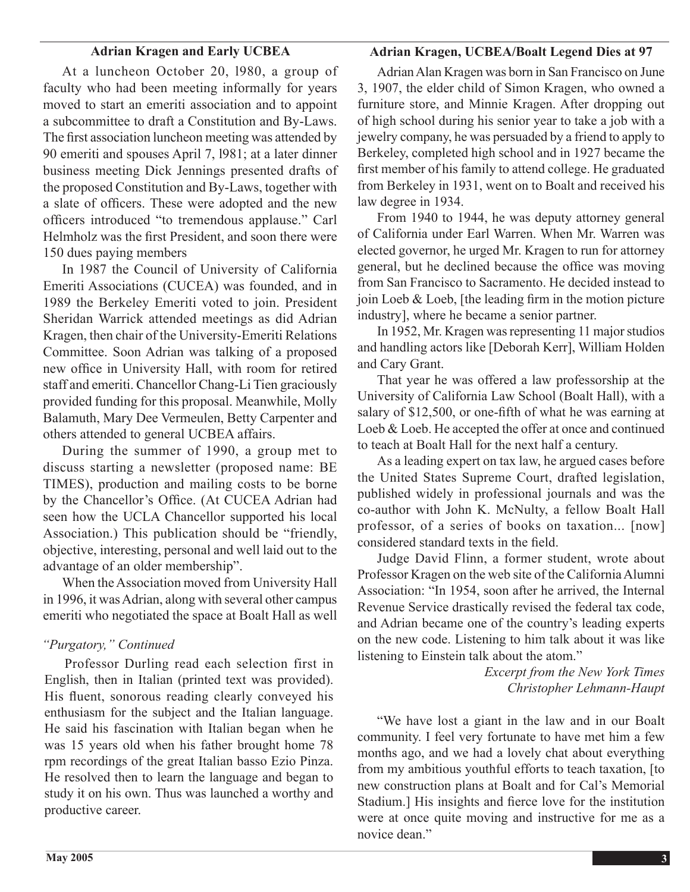### Adrian Kragen and Early UCBEA

At a luncheon October 20, l980, a group of faculty who had been meeting informally for years moved to start an emeriti association and to appoint a subcommittee to draft a Constitution and By-Laws. The first association luncheon meeting was attended by 90 emeriti and spouses April 7, l981; at a later dinner business meeting Dick Jennings presented drafts of the proposed Constitution and By-Laws, together with a slate of officers. These were adopted and the new officers introduced "to tremendous applause." Carl Helmholz was the first President, and soon there were 150 dues paying members

In 1987 the Council of University of California Emeriti Associations (CUCEA) was founded, and in 1989 the Berkeley Emeriti voted to join. President Sheridan Warrick attended meetings as did Adrian Kragen, then chair of the University-Emeriti Relations Committee. Soon Adrian was talking of a proposed new office in University Hall, with room for retired staff and emeriti. Chancellor Chang-Li Tien graciously provided funding for this proposal. Meanwhile, Molly Balamuth, Mary Dee Vermeulen, Betty Carpenter and others attended to general UCBEA affairs.

During the summer of 1990, a group met to discuss starting a newsletter (proposed name: BE TIMES), production and mailing costs to be borne by the Chancellor's Office. (At CUCEA Adrian had seen how the UCLA Chancellor supported his local Association.) This publication should be "friendly, objective, interesting, personal and well laid out to the advantage of an older membership".

When the Association moved from University Hall in 1996, it was Adrian, along with several other campus emeriti who negotiated the space at Boalt Hall as well

*"Purgatory," Continued*

Professor Durling read each selection first in English, then in Italian (printed text was provided). His fluent, sonorous reading clearly conveyed his enthusiasm for the subject and the Italian language. He said his fascination with Italian began when he was 15 years old when his father brought home 78 rpm recordings of the great Italian basso Ezio Pinza. He resolved then to learn the language and began to study it on his own. Thus was launched a worthy and productive career.

### Adrian Kragen, UCBEA/Boalt Legend Dies at 97

Adrian Alan Kragen was born in San Francisco on June 3, 1907, the elder child of Simon Kragen, who owned a furniture store, and Minnie Kragen. After dropping out of high school during his senior year to take a job with a jewelry company, he was persuaded by a friend to apply to Berkeley, completed high school and in 1927 became the first member of his family to attend college. He graduated from Berkeley in 1931, went on to Boalt and received his law degree in 1934.

From 1940 to 1944, he was deputy attorney general of California under Earl Warren. When Mr. Warren was elected governor, he urged Mr. Kragen to run for attorney general, but he declined because the office was moving from San Francisco to Sacramento. He decided instead to join Loeb & Loeb, [the leading firm in the motion picture industry], where he became a senior partner.

In 1952, Mr. Kragen was representing 11 major studios and handling actors like [Deborah Kerr], William Holden and Cary Grant.

That year he was offered a law professorship at the University of California Law School (Boalt Hall), with a salary of $12,500, or one-fifth of what he was earning at Loeb & Loeb. He accepted the offer at once and continued to teach at Boalt Hall for the next half a century.

As a leading expert on tax law, he argued cases before the United States Supreme Court, drafted legislation, published widely in professional journals and was the co-author with John K. McNulty, a fellow Boalt Hall professor, of a series of books on taxation... [now] considered standard texts in the field.

Judge David Flinn, a former student, wrote about Professor Kragen on the web site of the California Alumni Association: "In 1954, soon after he arrived, the Internal Revenue Service drastically revised the federal tax code, and Adrian became one of the country's leading experts on the new code. Listening to him talk about it was like listening to Einstein talk about the atom."

*Excerpt from the New York Times*
*Christopher Lehmann-Haupt*

"We have lost a giant in the law and in our Boalt community. I feel very fortunate to have met him a few months ago, and we had a lovely chat about everything from my ambitious youthful efforts to teach taxation, [to new construction plans at Boalt and for Cal's Memorial Stadium.] His insights and fierce love for the institution were at once quite moving and instructive for me as a novice dean."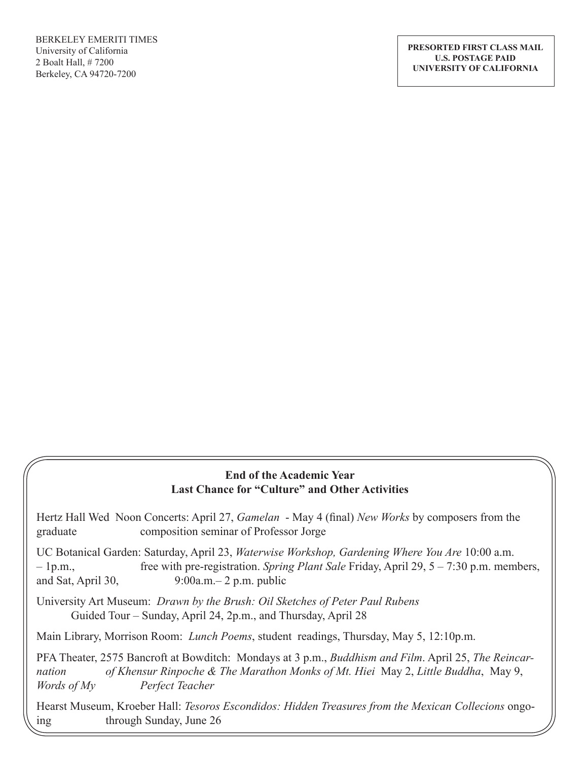BERKELEY EMERITI TIMES
University of California
2 Boalt Hall, # 7200
Berkeley, CA 94720-7200

**PRESORTED FIRST CLASS MAIL**
**U.S. POSTAGE PAID**
**UNIVERSITY OF CALIFORNIA**

## End of the Academic Year
## Last Chance for "Culture" and Other Activities

Hertz Hall Wed Noon Concerts: April 27, *Gamelan* - May 4 (final) *New Works* by composers from the graduate composition seminar of Professor Jorge

UC Botanical Garden: Saturday, April 23, *Waterwise Workshop, Gardening Where You Are* 10:00 a.m. – 1p.m., free with pre-registration. *Spring Plant Sale* Friday, April 29, 5 – 7:30 p.m. members, and Sat, April 30, 9:00a.m.– 2 p.m. public

University Art Museum: *Drawn by the Brush: Oil Sketches of Peter Paul Rubens* Guided Tour – Sunday, April 24, 2p.m., and Thursday, April 28

Main Library, Morrison Room: *Lunch Poems*, student readings, Thursday, May 5, 12:10p.m.

PFA Theater, 2575 Bancroft at Bowditch: Mondays at 3 p.m., *Buddhism and Film*. April 25, *The Reincarnation of Khensur Rinpoche & The Marathon Monks of Mt. Hiei* May 2, *Little Buddha*, May 9, *Words of My Perfect Teacher*

Hearst Museum, Kroeber Hall: *Tesoros Escondidos: Hidden Treasures from the Mexican Collecions* ongoing through Sunday, June 26